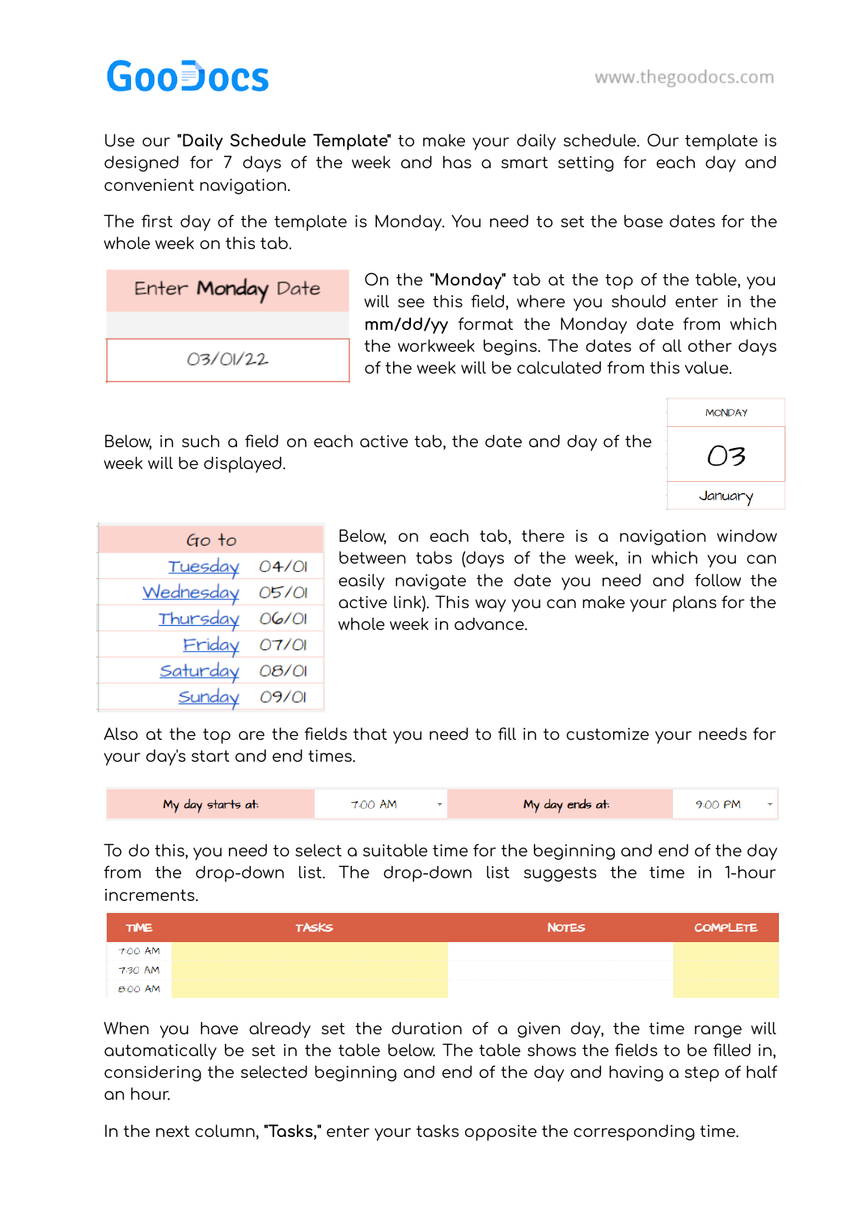GooDocs www.thegoodocs.com

Use our **"Daily Schedule Template"** to make your daily schedule. Our template is designed for 7 days of the week and has a smart setting for each day and convenient navigation.

The first day of the template is Monday. You need to set the base dates for the whole week on this tab.

| Enter **Monday** Date |
| --- |
| 03/01/22 |

On the **"Monday"** tab at the top of the table, you will see this field, where you should enter in the **mm/dd/yy** format the Monday date from which the workweek begins. The dates of all other days of the week will be calculated from this value.

Below, in such a field on each active tab, the date and day of the week will be displayed.

| MONDAY |
| --- |
| 03 |
| January |

| Go to | |
| --- | --- |
| Tuesday | 04/01 |
| Wednesday | 05/01 |
| Thursday | 06/01 |
| Friday | 07/01 |
| Saturday | 08/01 |
| Sunday | 09/01 |

Below, on each tab, there is a navigation window between tabs (days of the week, in which you can easily navigate the date you need and follow the active link). This way you can make your plans for the whole week in advance.

Also at the top are the fields that you need to fill in to customize your needs for your day's start and end times.

| My day starts at: | 7:00 AM | My day ends at: | 9:00 PM |
| --- | --- | --- | --- |

To do this, you need to select a suitable time for the beginning and end of the day from the drop-down list. The drop-down list suggests the time in 1-hour increments.

| TIME | TASKS | NOTES | COMPLETE |
| --- | --- | --- | --- |
| 7:00 AM | | | |
| 7:30 AM | | | |
| 8:00 AM | | | |

When you have already set the duration of a given day, the time range will automatically be set in the table below. The table shows the fields to be filled in, considering the selected beginning and end of the day and having a step of half an hour.

In the next column, **"Tasks,"** enter your tasks opposite the corresponding time.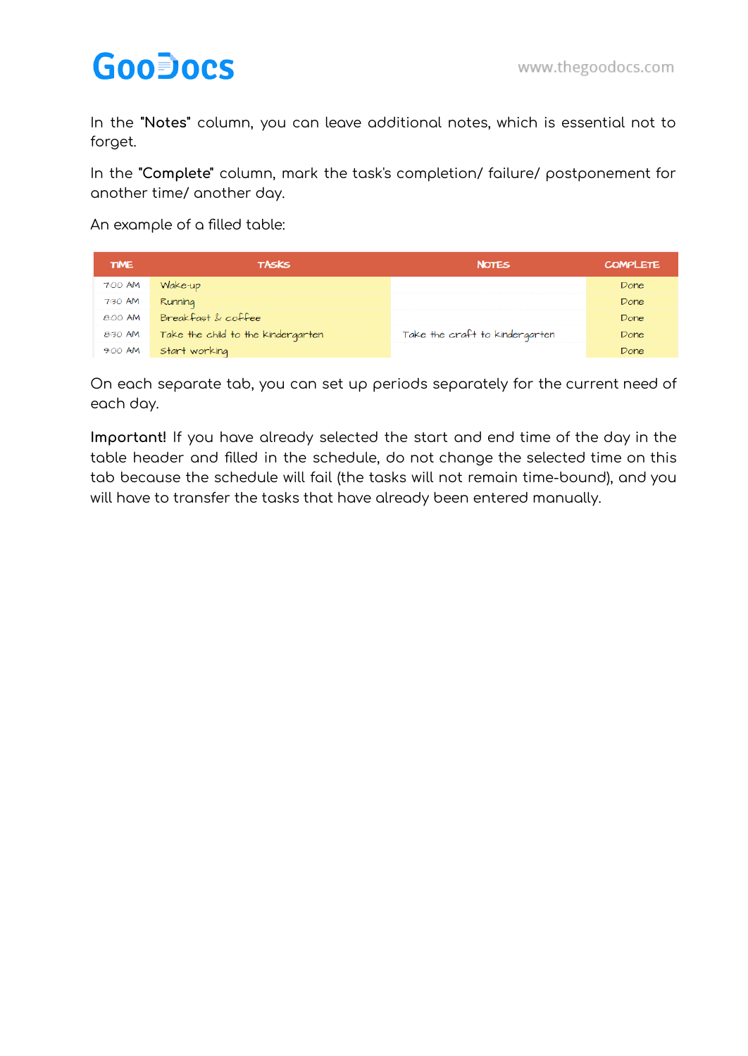In the **"Notes"** column, you can leave additional notes, which is essential not to forget.

In the **"Complete"** column, mark the task's completion/ failure/ postponement for another time/ another day.

An example of a filled table:

| TIME | TASKS | NOTES | COMPLETE |
|---|---|---|---|
| 7:00 AM | Wake-up | | Done |
| 7:30 AM | Running | | Done |
| 8:00 AM | Breakfast & coffee | | Done |
| 8:30 AM | Take the child to the kindergarten | Take the craft to kindergarten | Done |
| 9:00 AM | Start working | | Done |

On each separate tab, you can set up periods separately for the current need of each day.

**Important!** If you have already selected the start and end time of the day in the table header and filled in the schedule, do not change the selected time on this tab because the schedule will fail (the tasks will not remain time-bound), and you will have to transfer the tasks that have already been entered manually.